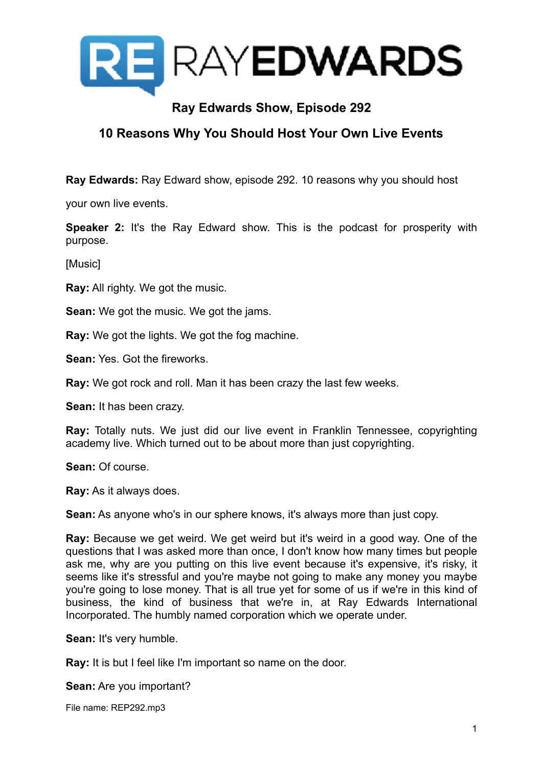# RAYEDWARDS

## Ray Edwards Show, Episode 292

## 10 Reasons Why You Should Host Your Own Live Events

**Ray Edwards:** Ray Edward show, episode 292. 10 reasons why you should host your own live events.

**Speaker 2:** It's the Ray Edward show. This is the podcast for prosperity with purpose.

[Music]

**Ray:** All righty. We got the music.

**Sean:** We got the music. We got the jams.

**Ray:** We got the lights. We got the fog machine.

**Sean:** Yes. Got the fireworks.

**Ray:** We got rock and roll. Man it has been crazy the last few weeks.

**Sean:** It has been crazy.

**Ray:** Totally nuts. We just did our live event in Franklin Tennessee, copyrighting academy live. Which turned out to be about more than just copyrighting.

**Sean:** Of course.

**Ray:** As it always does.

**Sean:** As anyone who's in our sphere knows, it's always more than just copy.

**Ray:** Because we get weird. We get weird but it's weird in a good way. One of the questions that I was asked more than once, I don't know how many times but people ask me, why are you putting on this live event because it's expensive, it's risky, it seems like it's stressful and you're maybe not going to make any money you maybe you're going to lose money. That is all true yet for some of us if we're in this kind of business, the kind of business that we're in, at Ray Edwards International Incorporated. The humbly named corporation which we operate under.

**Sean:** It's very humble.

**Ray:** It is but I feel like I'm important so name on the door.

**Sean:** Are you important?

File name: REP292.mp3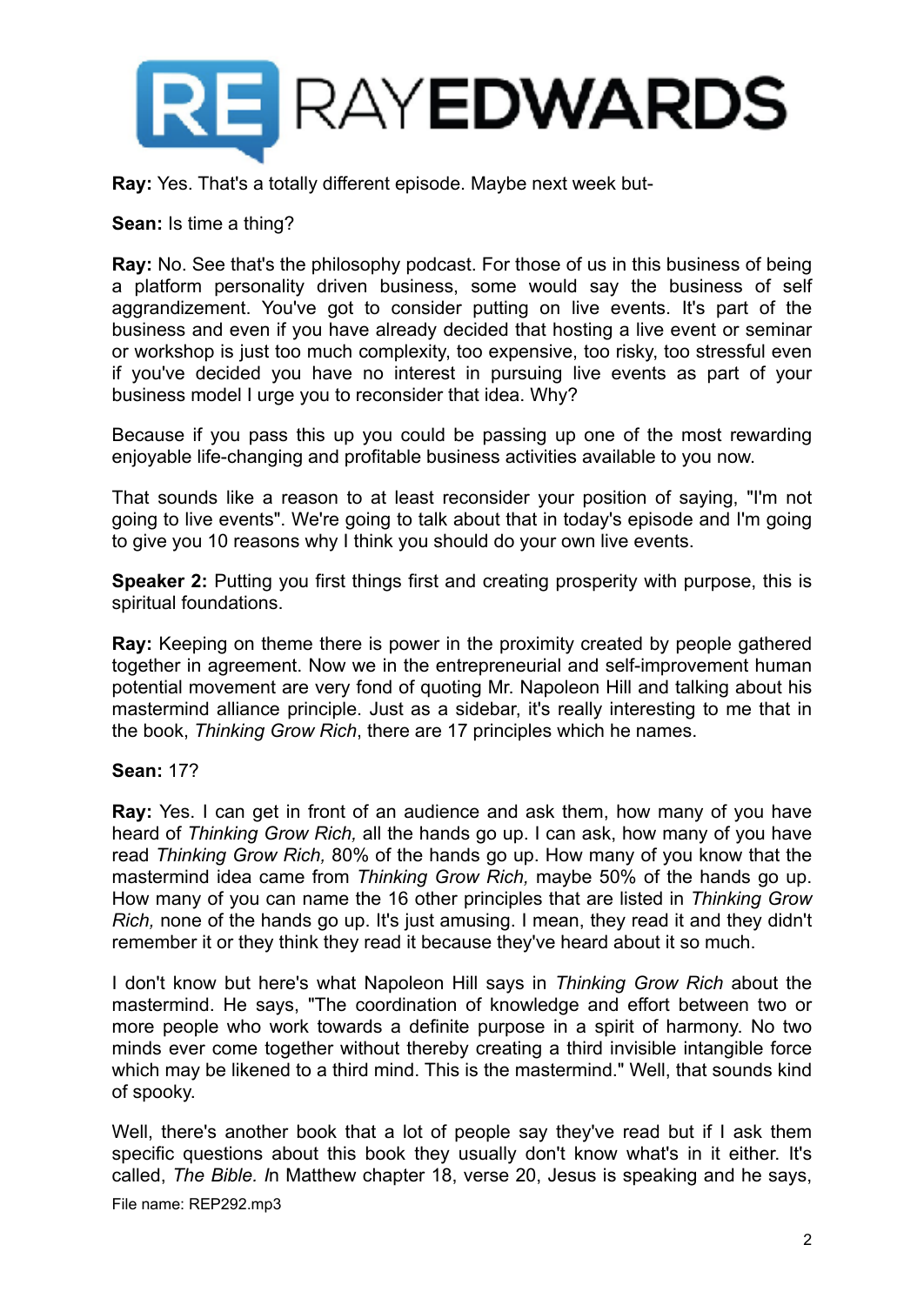**Ray:** Yes. That's a totally different episode. Maybe next week but-

**Sean:** Is time a thing?

**Ray:** No. See that's the philosophy podcast. For those of us in this business of being a platform personality driven business, some would say the business of self aggrandizement. You've got to consider putting on live events. It's part of the business and even if you have already decided that hosting a live event or seminar or workshop is just too much complexity, too expensive, too risky, too stressful even if you've decided you have no interest in pursuing live events as part of your business model I urge you to reconsider that idea. Why?

Because if you pass this up you could be passing up one of the most rewarding enjoyable life-changing and profitable business activities available to you now.

That sounds like a reason to at least reconsider your position of saying, "I'm not going to live events". We're going to talk about that in today's episode and I'm going to give you 10 reasons why I think you should do your own live events.

**Speaker 2:** Putting you first things first and creating prosperity with purpose, this is spiritual foundations.

**Ray:** Keeping on theme there is power in the proximity created by people gathered together in agreement. Now we in the entrepreneurial and self-improvement human potential movement are very fond of quoting Mr. Napoleon Hill and talking about his mastermind alliance principle. Just as a sidebar, it's really interesting to me that in the book, *Thinking Grow Rich*, there are 17 principles which he names.

**Sean:** 17?

**Ray:** Yes. I can get in front of an audience and ask them, how many of you have heard of *Thinking Grow Rich,* all the hands go up. I can ask, how many of you have read *Thinking Grow Rich,* 80% of the hands go up. How many of you know that the mastermind idea came from *Thinking Grow Rich,* maybe 50% of the hands go up. How many of you can name the 16 other principles that are listed in *Thinking Grow Rich,* none of the hands go up. It's just amusing. I mean, they read it and they didn't remember it or they think they read it because they've heard about it so much.

I don't know but here's what Napoleon Hill says in *Thinking Grow Rich* about the mastermind. He says, "The coordination of knowledge and effort between two or more people who work towards a definite purpose in a spirit of harmony. No two minds ever come together without thereby creating a third invisible intangible force which may be likened to a third mind. This is the mastermind." Well, that sounds kind of spooky.

Well, there's another book that a lot of people say they've read but if I ask them specific questions about this book they usually don't know what's in it either. It's called, *The Bible. I*n Matthew chapter 18, verse 20, Jesus is speaking and he says,

File name: REP292.mp3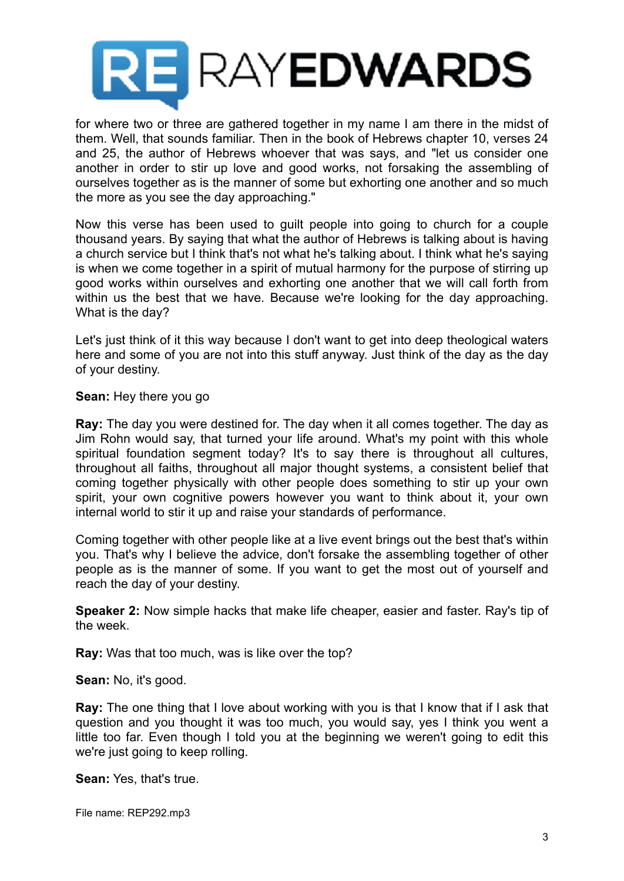for where two or three are gathered together in my name I am there in the midst of them. Well, that sounds familiar. Then in the book of Hebrews chapter 10, verses 24 and 25, the author of Hebrews whoever that was says, and "let us consider one another in order to stir up love and good works, not forsaking the assembling of ourselves together as is the manner of some but exhorting one another and so much the more as you see the day approaching."

Now this verse has been used to guilt people into going to church for a couple thousand years. By saying that what the author of Hebrews is talking about is having a church service but I think that's not what he's talking about. I think what he's saying is when we come together in a spirit of mutual harmony for the purpose of stirring up good works within ourselves and exhorting one another that we will call forth from within us the best that we have. Because we're looking for the day approaching. What is the day?

Let's just think of it this way because I don't want to get into deep theological waters here and some of you are not into this stuff anyway. Just think of the day as the day of your destiny.

**Sean:** Hey there you go

**Ray:** The day you were destined for. The day when it all comes together. The day as Jim Rohn would say, that turned your life around. What's my point with this whole spiritual foundation segment today? It's to say there is throughout all cultures, throughout all faiths, throughout all major thought systems, a consistent belief that coming together physically with other people does something to stir up your own spirit, your own cognitive powers however you want to think about it, your own internal world to stir it up and raise your standards of performance.

Coming together with other people like at a live event brings out the best that's within you. That's why I believe the advice, don't forsake the assembling together of other people as is the manner of some. If you want to get the most out of yourself and reach the day of your destiny.

**Speaker 2:** Now simple hacks that make life cheaper, easier and faster. Ray's tip of the week.

**Ray:** Was that too much, was is like over the top?

**Sean:** No, it's good.

**Ray:** The one thing that I love about working with you is that I know that if I ask that question and you thought it was too much, you would say, yes I think you went a little too far. Even though I told you at the beginning we weren't going to edit this we're just going to keep rolling.

**Sean:** Yes, that's true.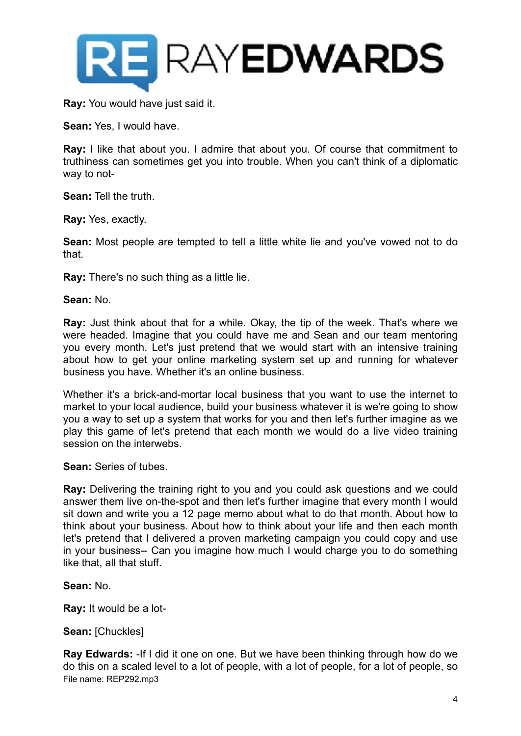**Ray:** You would have just said it.

**Sean:** Yes, I would have.

**Ray:** I like that about you. I admire that about you. Of course that commitment to truthiness can sometimes get you into trouble. When you can't think of a diplomatic way to not-

**Sean:** Tell the truth.

**Ray:** Yes, exactly.

**Sean:** Most people are tempted to tell a little white lie and you've vowed not to do that.

**Ray:** There's no such thing as a little lie.

**Sean:** No.

**Ray:** Just think about that for a while. Okay, the tip of the week. That's where we were headed. Imagine that you could have me and Sean and our team mentoring you every month. Let's just pretend that we would start with an intensive training about how to get your online marketing system set up and running for whatever business you have. Whether it's an online business.

Whether it's a brick-and-mortar local business that you want to use the internet to market to your local audience, build your business whatever it is we're going to show you a way to set up a system that works for you and then let's further imagine as we play this game of let's pretend that each month we would do a live video training session on the interwebs.

**Sean:** Series of tubes.

**Ray:** Delivering the training right to you and you could ask questions and we could answer them live on-the-spot and then let's further imagine that every month I would sit down and write you a 12 page memo about what to do that month. About how to think about your business. About how to think about your life and then each month let's pretend that I delivered a proven marketing campaign you could copy and use in your business-- Can you imagine how much I would charge you to do something like that, all that stuff.

**Sean:** No.

**Ray:** It would be a lot-

**Sean:** [Chuckles]

**Ray Edwards:** -If I did it one on one. But we have been thinking through how do we do this on a scaled level to a lot of people, with a lot of people, for a lot of people, so

File name: REP292.mp3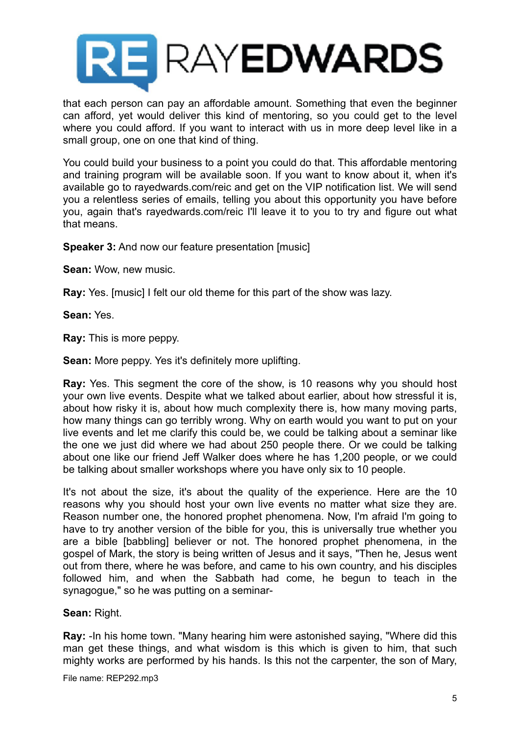that each person can pay an affordable amount. Something that even the beginner can afford, yet would deliver this kind of mentoring, so you could get to the level where you could afford. If you want to interact with us in more deep level like in a small group, one on one that kind of thing.

You could build your business to a point you could do that. This affordable mentoring and training program will be available soon. If you want to know about it, when it's available go to rayedwards.com/reic and get on the VIP notification list. We will send you a relentless series of emails, telling you about this opportunity you have before you, again that's rayedwards.com/reic I'll leave it to you to try and figure out what that means.

**Speaker 3:** And now our feature presentation [music]

**Sean:** Wow, new music.

**Ray:** Yes. [music] I felt our old theme for this part of the show was lazy.

**Sean:** Yes.

**Ray:** This is more peppy.

**Sean:** More peppy. Yes it's definitely more uplifting.

**Ray:** Yes. This segment the core of the show, is 10 reasons why you should host your own live events. Despite what we talked about earlier, about how stressful it is, about how risky it is, about how much complexity there is, how many moving parts, how many things can go terribly wrong. Why on earth would you want to put on your live events and let me clarify this could be, we could be talking about a seminar like the one we just did where we had about 250 people there. Or we could be talking about one like our friend Jeff Walker does where he has 1,200 people, or we could be talking about smaller workshops where you have only six to 10 people.

It's not about the size, it's about the quality of the experience. Here are the 10 reasons why you should host your own live events no matter what size they are. Reason number one, the honored prophet phenomena. Now, I'm afraid I'm going to have to try another version of the bible for you, this is universally true whether you are a bible [babbling] believer or not. The honored prophet phenomena, in the gospel of Mark, the story is being written of Jesus and it says, "Then he, Jesus went out from there, where he was before, and came to his own country, and his disciples followed him, and when the Sabbath had come, he begun to teach in the synagogue," so he was putting on a seminar-

**Sean:** Right.

**Ray:** -In his home town. "Many hearing him were astonished saying, "Where did this man get these things, and what wisdom is this which is given to him, that such mighty works are performed by his hands. Is this not the carpenter, the son of Mary,

File name: REP292.mp3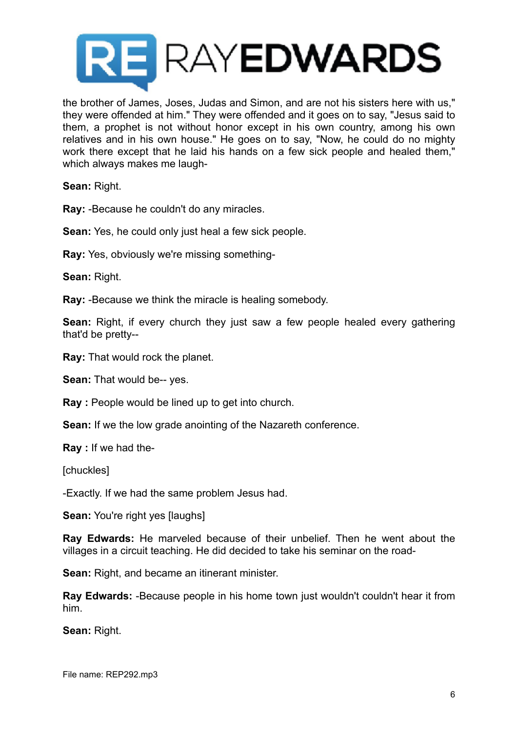the brother of James, Joses, Judas and Simon, and are not his sisters here with us," they were offended at him." They were offended and it goes on to say, "Jesus said to them, a prophet is not without honor except in his own country, among his own relatives and in his own house." He goes on to say, "Now, he could do no mighty work there except that he laid his hands on a few sick people and healed them," which always makes me laugh-

**Sean:** Right.

**Ray:** -Because he couldn't do any miracles.

**Sean:** Yes, he could only just heal a few sick people.

**Ray:** Yes, obviously we're missing something-

**Sean:** Right.

**Ray:** -Because we think the miracle is healing somebody.

**Sean:** Right, if every church they just saw a few people healed every gathering that'd be pretty--

**Ray:** That would rock the planet.

**Sean:** That would be-- yes.

**Ray :** People would be lined up to get into church.

**Sean:** If we the low grade anointing of the Nazareth conference.

**Ray :** If we had the-

[chuckles]

-Exactly. If we had the same problem Jesus had.

**Sean:** You're right yes [laughs]

**Ray Edwards:** He marveled because of their unbelief. Then he went about the villages in a circuit teaching. He did decided to take his seminar on the road-

**Sean:** Right, and became an itinerant minister.

**Ray Edwards:** -Because people in his home town just wouldn't couldn't hear it from him.

**Sean:** Right.

File name: REP292.mp3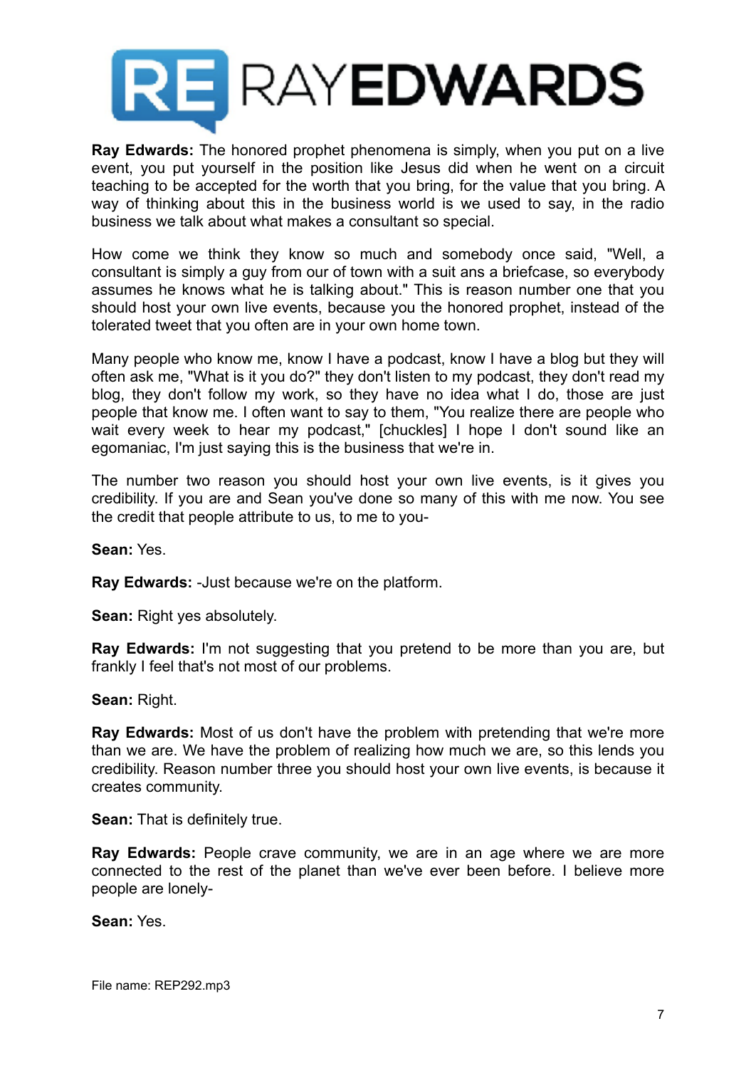**Ray Edwards:** The honored prophet phenomena is simply, when you put on a live event, you put yourself in the position like Jesus did when he went on a circuit teaching to be accepted for the worth that you bring, for the value that you bring. A way of thinking about this in the business world is we used to say, in the radio business we talk about what makes a consultant so special.

How come we think they know so much and somebody once said, "Well, a consultant is simply a guy from our of town with a suit ans a briefcase, so everybody assumes he knows what he is talking about." This is reason number one that you should host your own live events, because you the honored prophet, instead of the tolerated tweet that you often are in your own home town.

Many people who know me, know I have a podcast, know I have a blog but they will often ask me, "What is it you do?" they don't listen to my podcast, they don't read my blog, they don't follow my work, so they have no idea what I do, those are just people that know me. I often want to say to them, "You realize there are people who wait every week to hear my podcast," [chuckles] I hope I don't sound like an egomaniac, I'm just saying this is the business that we're in.

The number two reason you should host your own live events, is it gives you credibility. If you are and Sean you've done so many of this with me now. You see the credit that people attribute to us, to me to you-

**Sean:** Yes.

**Ray Edwards:** -Just because we're on the platform.

**Sean:** Right yes absolutely.

**Ray Edwards:** I'm not suggesting that you pretend to be more than you are, but frankly I feel that's not most of our problems.

**Sean:** Right.

**Ray Edwards:** Most of us don't have the problem with pretending that we're more than we are. We have the problem of realizing how much we are, so this lends you credibility. Reason number three you should host your own live events, is because it creates community.

**Sean:** That is definitely true.

**Ray Edwards:** People crave community, we are in an age where we are more connected to the rest of the planet than we've ever been before. I believe more people are lonely-

**Sean:** Yes.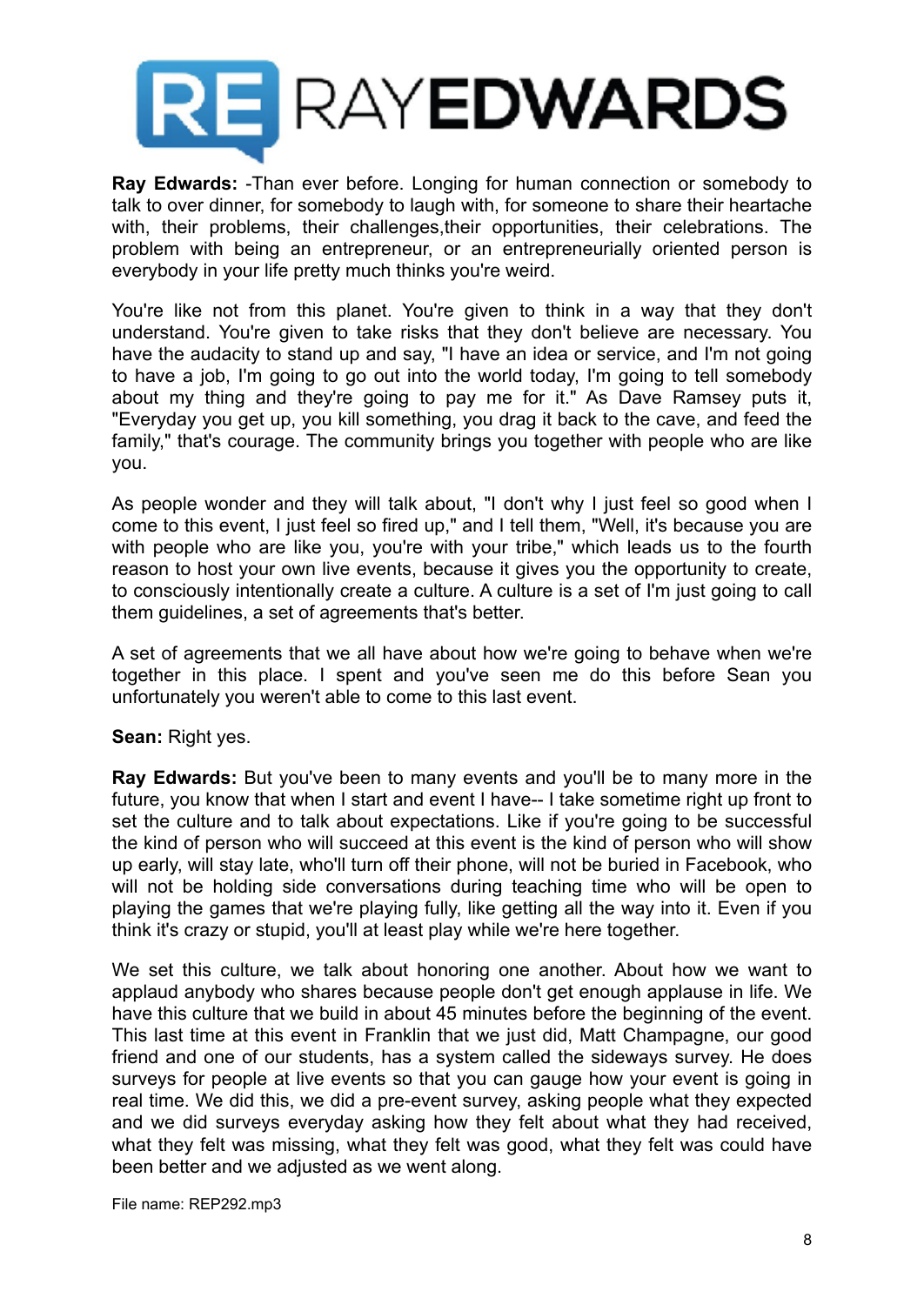**Ray Edwards:** -Than ever before. Longing for human connection or somebody to talk to over dinner, for somebody to laugh with, for someone to share their heartache with, their problems, their challenges,their opportunities, their celebrations. The problem with being an entrepreneur, or an entrepreneurially oriented person is everybody in your life pretty much thinks you're weird.

You're like not from this planet. You're given to think in a way that they don't understand. You're given to take risks that they don't believe are necessary. You have the audacity to stand up and say, "I have an idea or service, and I'm not going to have a job, I'm going to go out into the world today, I'm going to tell somebody about my thing and they're going to pay me for it." As Dave Ramsey puts it, "Everyday you get up, you kill something, you drag it back to the cave, and feed the family," that's courage. The community brings you together with people who are like you.

As people wonder and they will talk about, "I don't why I just feel so good when I come to this event, I just feel so fired up," and I tell them, "Well, it's because you are with people who are like you, you're with your tribe," which leads us to the fourth reason to host your own live events, because it gives you the opportunity to create, to consciously intentionally create a culture. A culture is a set of I'm just going to call them guidelines, a set of agreements that's better.

A set of agreements that we all have about how we're going to behave when we're together in this place. I spent and you've seen me do this before Sean you unfortunately you weren't able to come to this last event.

**Sean:** Right yes.

**Ray Edwards:** But you've been to many events and you'll be to many more in the future, you know that when I start and event I have-- I take sometime right up front to set the culture and to talk about expectations. Like if you're going to be successful the kind of person who will succeed at this event is the kind of person who will show up early, will stay late, who'll turn off their phone, will not be buried in Facebook, who will not be holding side conversations during teaching time who will be open to playing the games that we're playing fully, like getting all the way into it. Even if you think it's crazy or stupid, you'll at least play while we're here together.

We set this culture, we talk about honoring one another. About how we want to applaud anybody who shares because people don't get enough applause in life. We have this culture that we build in about 45 minutes before the beginning of the event. This last time at this event in Franklin that we just did, Matt Champagne, our good friend and one of our students, has a system called the sideways survey. He does surveys for people at live events so that you can gauge how your event is going in real time. We did this, we did a pre-event survey, asking people what they expected and we did surveys everyday asking how they felt about what they had received, what they felt was missing, what they felt was good, what they felt was could have been better and we adjusted as we went along.

File name: REP292.mp3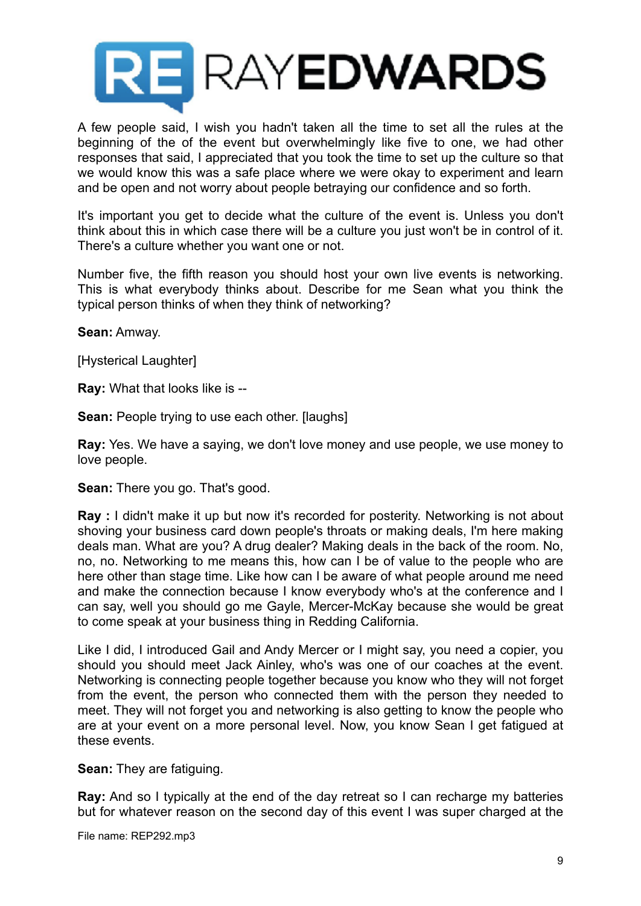A few people said, I wish you hadn't taken all the time to set all the rules at the beginning of the of the event but overwhelmingly like five to one, we had other responses that said, I appreciated that you took the time to set up the culture so that we would know this was a safe place where we were okay to experiment and learn and be open and not worry about people betraying our confidence and so forth.

It's important you get to decide what the culture of the event is. Unless you don't think about this in which case there will be a culture you just won't be in control of it. There's a culture whether you want one or not.

Number five, the fifth reason you should host your own live events is networking. This is what everybody thinks about. Describe for me Sean what you think the typical person thinks of when they think of networking?

**Sean:** Amway.

[Hysterical Laughter]

**Ray:** What that looks like is --

**Sean:** People trying to use each other. [laughs]

**Ray:** Yes. We have a saying, we don't love money and use people, we use money to love people.

**Sean:** There you go. That's good.

**Ray :** I didn't make it up but now it's recorded for posterity. Networking is not about shoving your business card down people's throats or making deals, I'm here making deals man. What are you? A drug dealer? Making deals in the back of the room. No, no, no. Networking to me means this, how can I be of value to the people who are here other than stage time. Like how can I be aware of what people around me need and make the connection because I know everybody who's at the conference and I can say, well you should go me Gayle, Mercer-McKay because she would be great to come speak at your business thing in Redding California.

Like I did, I introduced Gail and Andy Mercer or I might say, you need a copier, you should you should meet Jack Ainley, who's was one of our coaches at the event. Networking is connecting people together because you know who they will not forget from the event, the person who connected them with the person they needed to meet. They will not forget you and networking is also getting to know the people who are at your event on a more personal level. Now, you know Sean I get fatigued at these events.

**Sean:** They are fatiguing.

**Ray:** And so I typically at the end of the day retreat so I can recharge my batteries but for whatever reason on the second day of this event I was super charged at the

File name: REP292.mp3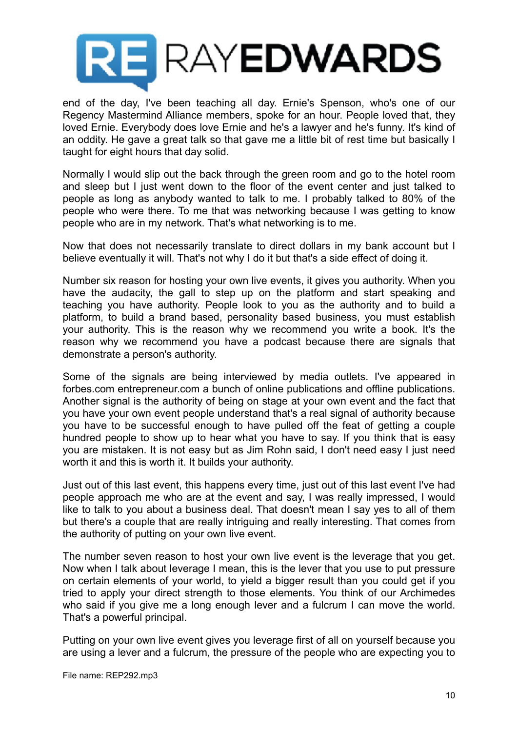end of the day, I've been teaching all day. Ernie's Spenson, who's one of our Regency Mastermind Alliance members, spoke for an hour. People loved that, they loved Ernie. Everybody does love Ernie and he's a lawyer and he's funny. It's kind of an oddity. He gave a great talk so that gave me a little bit of rest time but basically I taught for eight hours that day solid.

Normally I would slip out the back through the green room and go to the hotel room and sleep but I just went down to the floor of the event center and just talked to people as long as anybody wanted to talk to me. I probably talked to 80% of the people who were there. To me that was networking because I was getting to know people who are in my network. That's what networking is to me.

Now that does not necessarily translate to direct dollars in my bank account but I believe eventually it will. That's not why I do it but that's a side effect of doing it.

Number six reason for hosting your own live events, it gives you authority. When you have the audacity, the gall to step up on the platform and start speaking and teaching you have authority. People look to you as the authority and to build a platform, to build a brand based, personality based business, you must establish your authority. This is the reason why we recommend you write a book. It's the reason why we recommend you have a podcast because there are signals that demonstrate a person's authority.

Some of the signals are being interviewed by media outlets. I've appeared in forbes.com entrepreneur.com a bunch of online publications and offline publications. Another signal is the authority of being on stage at your own event and the fact that you have your own event people understand that's a real signal of authority because you have to be successful enough to have pulled off the feat of getting a couple hundred people to show up to hear what you have to say. If you think that is easy you are mistaken. It is not easy but as Jim Rohn said, I don't need easy I just need worth it and this is worth it. It builds your authority.

Just out of this last event, this happens every time, just out of this last event I've had people approach me who are at the event and say, I was really impressed, I would like to talk to you about a business deal. That doesn't mean I say yes to all of them but there's a couple that are really intriguing and really interesting. That comes from the authority of putting on your own live event.

The number seven reason to host your own live event is the leverage that you get. Now when I talk about leverage I mean, this is the lever that you use to put pressure on certain elements of your world, to yield a bigger result than you could get if you tried to apply your direct strength to those elements. You think of our Archimedes who said if you give me a long enough lever and a fulcrum I can move the world. That's a powerful principal.

Putting on your own live event gives you leverage first of all on yourself because you are using a lever and a fulcrum, the pressure of the people who are expecting you to

File name: REP292.mp3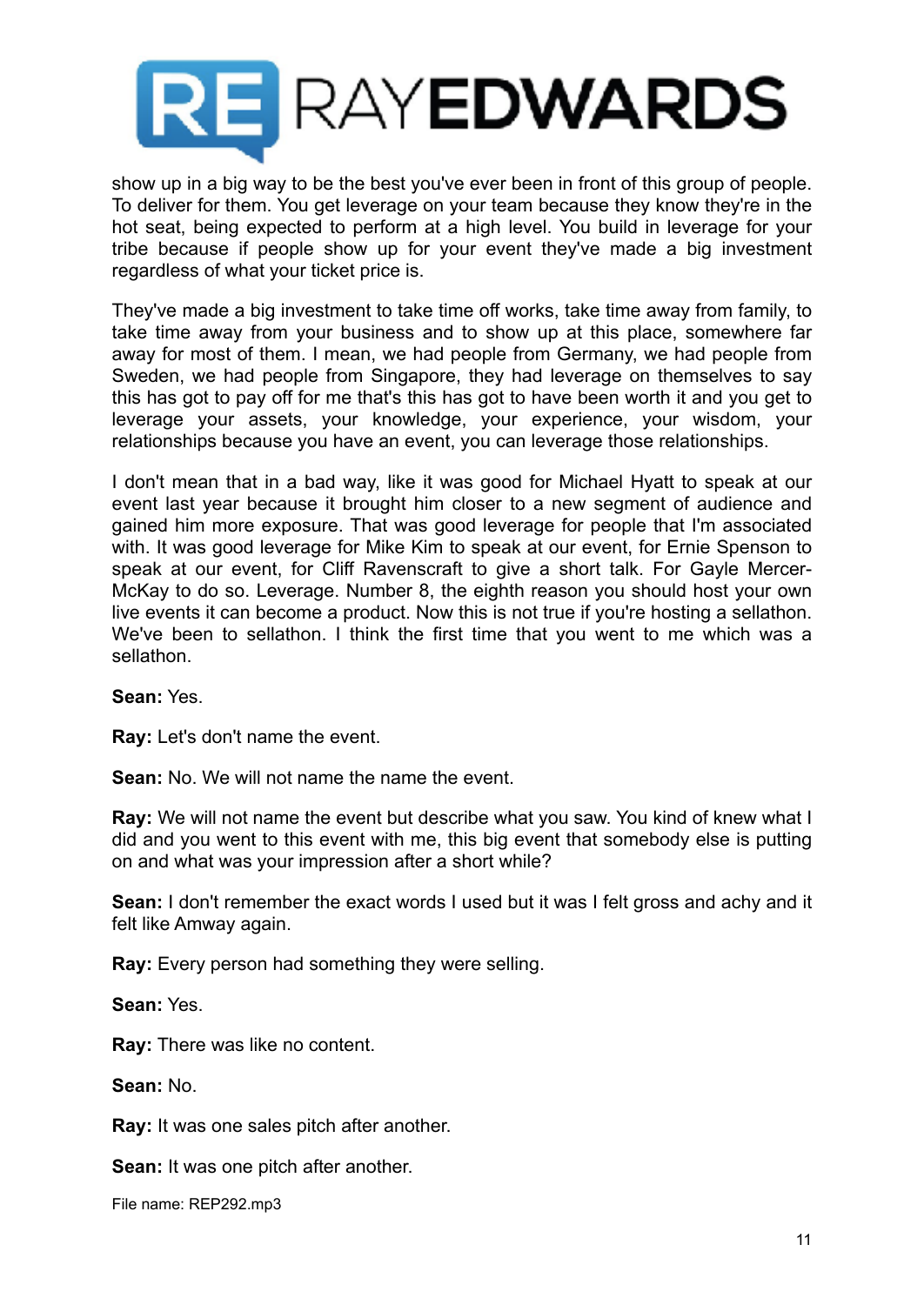show up in a big way to be the best you've ever been in front of this group of people. To deliver for them. You get leverage on your team because they know they're in the hot seat, being expected to perform at a high level. You build in leverage for your tribe because if people show up for your event they've made a big investment regardless of what your ticket price is.

They've made a big investment to take time off works, take time away from family, to take time away from your business and to show up at this place, somewhere far away for most of them. I mean, we had people from Germany, we had people from Sweden, we had people from Singapore, they had leverage on themselves to say this has got to pay off for me that's this has got to have been worth it and you get to leverage your assets, your knowledge, your experience, your wisdom, your relationships because you have an event, you can leverage those relationships.

I don't mean that in a bad way, like it was good for Michael Hyatt to speak at our event last year because it brought him closer to a new segment of audience and gained him more exposure. That was good leverage for people that I'm associated with. It was good leverage for Mike Kim to speak at our event, for Ernie Spenson to speak at our event, for Cliff Ravenscraft to give a short talk. For Gayle Mercer-McKay to do so. Leverage. Number 8, the eighth reason you should host your own live events it can become a product. Now this is not true if you're hosting a sellathon. We've been to sellathon. I think the first time that you went to me which was a sellathon.

**Sean:** Yes.

**Ray:** Let's don't name the event.

**Sean:** No. We will not name the name the event.

**Ray:** We will not name the event but describe what you saw. You kind of knew what I did and you went to this event with me, this big event that somebody else is putting on and what was your impression after a short while?

**Sean:** I don't remember the exact words I used but it was I felt gross and achy and it felt like Amway again.

**Ray:** Every person had something they were selling.

**Sean:** Yes.

**Ray:** There was like no content.

**Sean:** No.

**Ray:** It was one sales pitch after another.

**Sean:** It was one pitch after another.

File name: REP292.mp3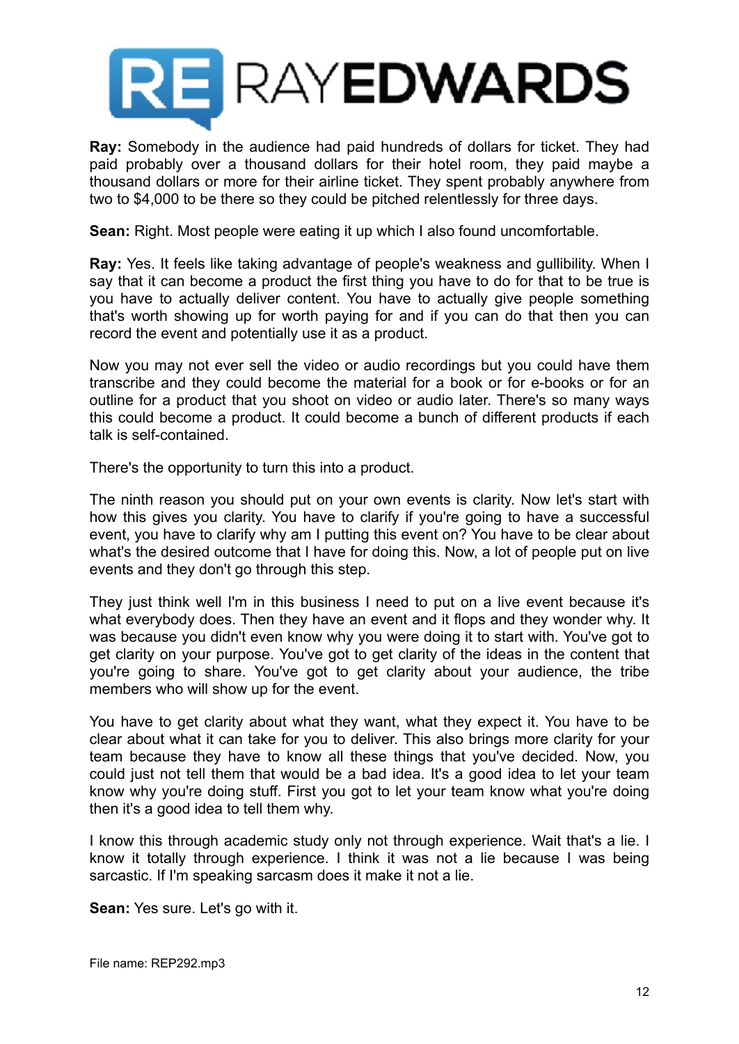**Ray:** Somebody in the audience had paid hundreds of dollars for ticket. They had paid probably over a thousand dollars for their hotel room, they paid maybe a thousand dollars or more for their airline ticket. They spent probably anywhere from two to $4,000 to be there so they could be pitched relentlessly for three days.

**Sean:** Right. Most people were eating it up which I also found uncomfortable.

**Ray:** Yes. It feels like taking advantage of people's weakness and gullibility. When I say that it can become a product the first thing you have to do for that to be true is you have to actually deliver content. You have to actually give people something that's worth showing up for worth paying for and if you can do that then you can record the event and potentially use it as a product.

Now you may not ever sell the video or audio recordings but you could have them transcribe and they could become the material for a book or for e-books or for an outline for a product that you shoot on video or audio later. There's so many ways this could become a product. It could become a bunch of different products if each talk is self-contained.

There's the opportunity to turn this into a product.

The ninth reason you should put on your own events is clarity. Now let's start with how this gives you clarity. You have to clarify if you're going to have a successful event, you have to clarify why am I putting this event on? You have to be clear about what's the desired outcome that I have for doing this. Now, a lot of people put on live events and they don't go through this step.

They just think well I'm in this business I need to put on a live event because it's what everybody does. Then they have an event and it flops and they wonder why. It was because you didn't even know why you were doing it to start with. You've got to get clarity on your purpose. You've got to get clarity of the ideas in the content that you're going to share. You've got to get clarity about your audience, the tribe members who will show up for the event.

You have to get clarity about what they want, what they expect it. You have to be clear about what it can take for you to deliver. This also brings more clarity for your team because they have to know all these things that you've decided. Now, you could just not tell them that would be a bad idea. It's a good idea to let your team know why you're doing stuff. First you got to let your team know what you're doing then it's a good idea to tell them why.

I know this through academic study only not through experience. Wait that's a lie. I know it totally through experience. I think it was not a lie because I was being sarcastic. If I'm speaking sarcasm does it make it not a lie.

**Sean:** Yes sure. Let's go with it.

File name: REP292.mp3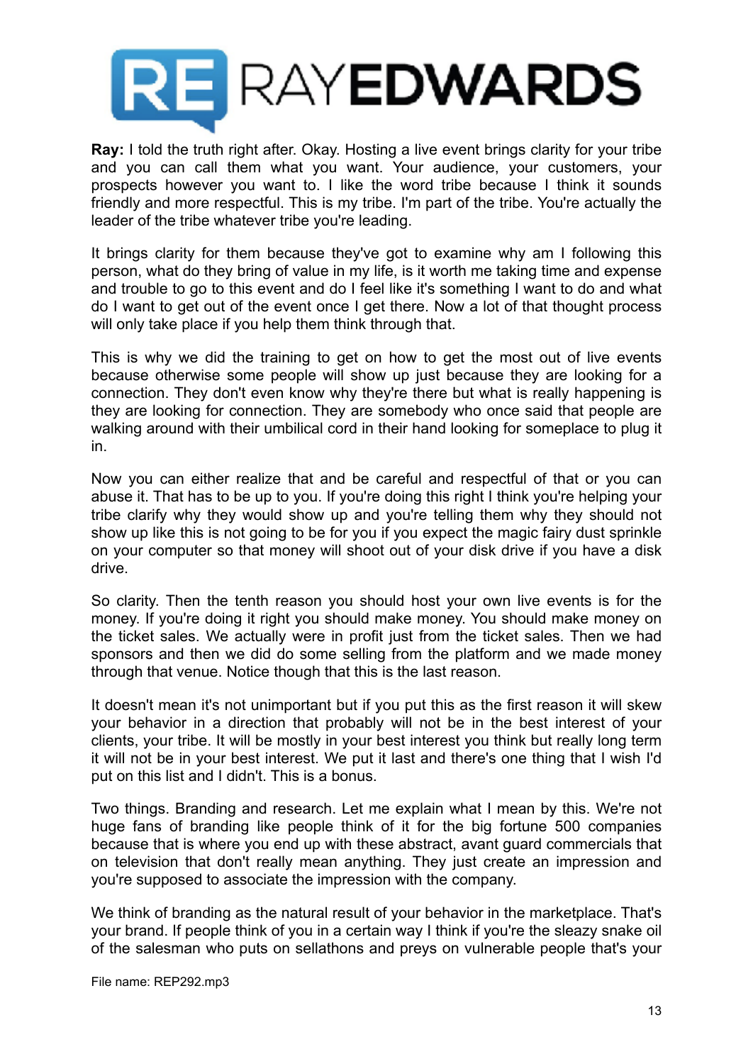**Ray:** I told the truth right after. Okay. Hosting a live event brings clarity for your tribe and you can call them what you want. Your audience, your customers, your prospects however you want to. I like the word tribe because I think it sounds friendly and more respectful. This is my tribe. I'm part of the tribe. You're actually the leader of the tribe whatever tribe you're leading.

It brings clarity for them because they've got to examine why am I following this person, what do they bring of value in my life, is it worth me taking time and expense and trouble to go to this event and do I feel like it's something I want to do and what do I want to get out of the event once I get there. Now a lot of that thought process will only take place if you help them think through that.

This is why we did the training to get on how to get the most out of live events because otherwise some people will show up just because they are looking for a connection. They don't even know why they're there but what is really happening is they are looking for connection. They are somebody who once said that people are walking around with their umbilical cord in their hand looking for someplace to plug it in.

Now you can either realize that and be careful and respectful of that or you can abuse it. That has to be up to you. If you're doing this right I think you're helping your tribe clarify why they would show up and you're telling them why they should not show up like this is not going to be for you if you expect the magic fairy dust sprinkle on your computer so that money will shoot out of your disk drive if you have a disk drive.

So clarity. Then the tenth reason you should host your own live events is for the money. If you're doing it right you should make money. You should make money on the ticket sales. We actually were in profit just from the ticket sales. Then we had sponsors and then we did do some selling from the platform and we made money through that venue. Notice though that this is the last reason.

It doesn't mean it's not unimportant but if you put this as the first reason it will skew your behavior in a direction that probably will not be in the best interest of your clients, your tribe. It will be mostly in your best interest you think but really long term it will not be in your best interest. We put it last and there's one thing that I wish I'd put on this list and I didn't. This is a bonus.

Two things. Branding and research. Let me explain what I mean by this. We're not huge fans of branding like people think of it for the big fortune 500 companies because that is where you end up with these abstract, avant guard commercials that on television that don't really mean anything. They just create an impression and you're supposed to associate the impression with the company.

We think of branding as the natural result of your behavior in the marketplace. That's your brand. If people think of you in a certain way I think if you're the sleazy snake oil of the salesman who puts on sellathons and preys on vulnerable people that's your

File name: REP292.mp3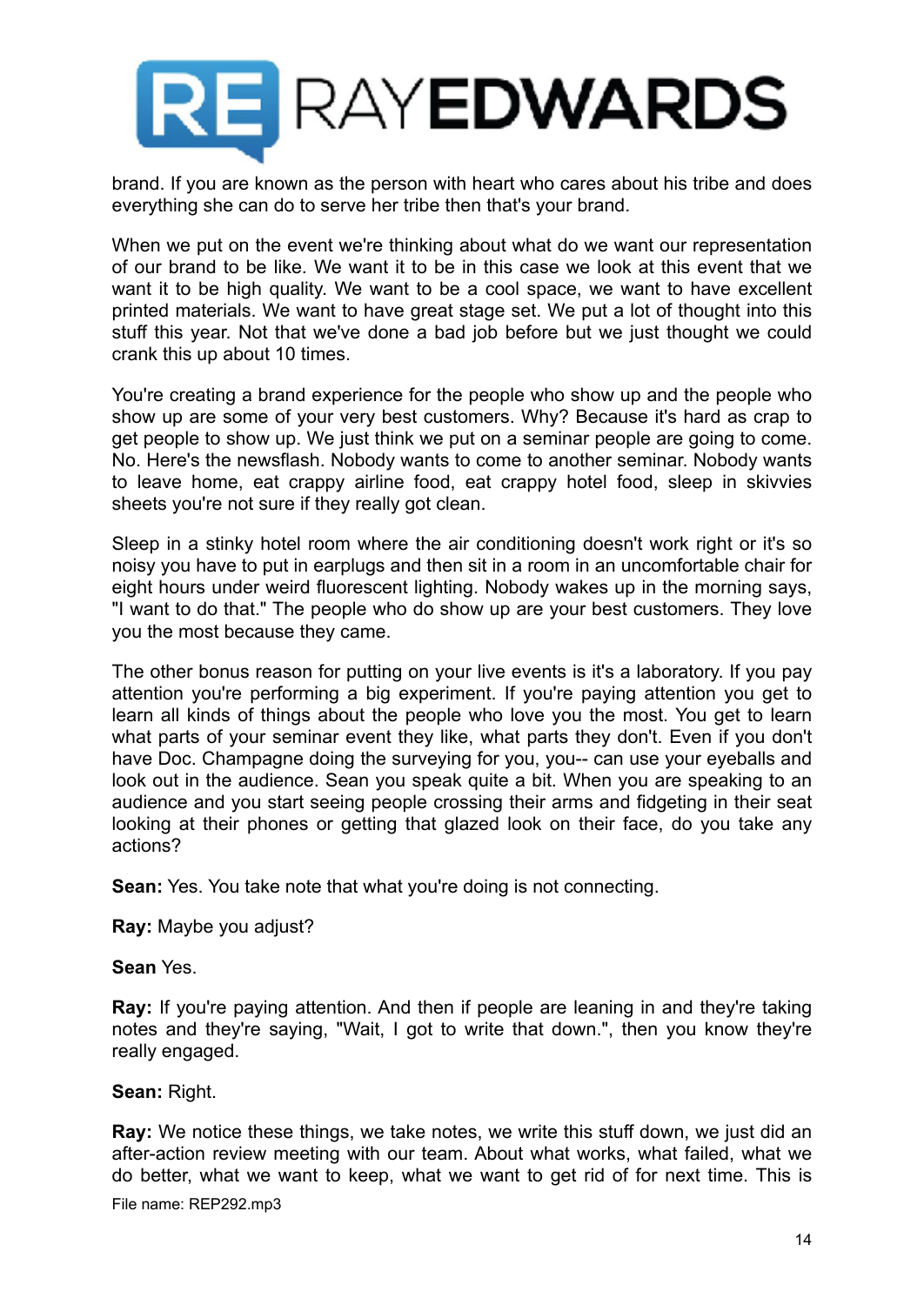brand. If you are known as the person with heart who cares about his tribe and does everything she can do to serve her tribe then that's your brand.

When we put on the event we're thinking about what do we want our representation of our brand to be like. We want it to be in this case we look at this event that we want it to be high quality. We want to be a cool space, we want to have excellent printed materials. We want to have great stage set. We put a lot of thought into this stuff this year. Not that we've done a bad job before but we just thought we could crank this up about 10 times.

You're creating a brand experience for the people who show up and the people who show up are some of your very best customers. Why? Because it's hard as crap to get people to show up. We just think we put on a seminar people are going to come. No. Here's the newsflash. Nobody wants to come to another seminar. Nobody wants to leave home, eat crappy airline food, eat crappy hotel food, sleep in skivvies sheets you're not sure if they really got clean.

Sleep in a stinky hotel room where the air conditioning doesn't work right or it's so noisy you have to put in earplugs and then sit in a room in an uncomfortable chair for eight hours under weird fluorescent lighting. Nobody wakes up in the morning says, "I want to do that." The people who do show up are your best customers. They love you the most because they came.

The other bonus reason for putting on your live events is it's a laboratory. If you pay attention you're performing a big experiment. If you're paying attention you get to learn all kinds of things about the people who love you the most. You get to learn what parts of your seminar event they like, what parts they don't. Even if you don't have Doc. Champagne doing the surveying for you, you-- can use your eyeballs and look out in the audience. Sean you speak quite a bit. When you are speaking to an audience and you start seeing people crossing their arms and fidgeting in their seat looking at their phones or getting that glazed look on their face, do you take any actions?

**Sean:** Yes. You take note that what you're doing is not connecting.

**Ray:** Maybe you adjust?

**Sean** Yes.

**Ray:** If you're paying attention. And then if people are leaning in and they're taking notes and they're saying, "Wait, I got to write that down.", then you know they're really engaged.

**Sean:** Right.

**Ray:** We notice these things, we take notes, we write this stuff down, we just did an after-action review meeting with our team. About what works, what failed, what we do better, what we want to keep, what we want to get rid of for next time. This is

File name: REP292.mp3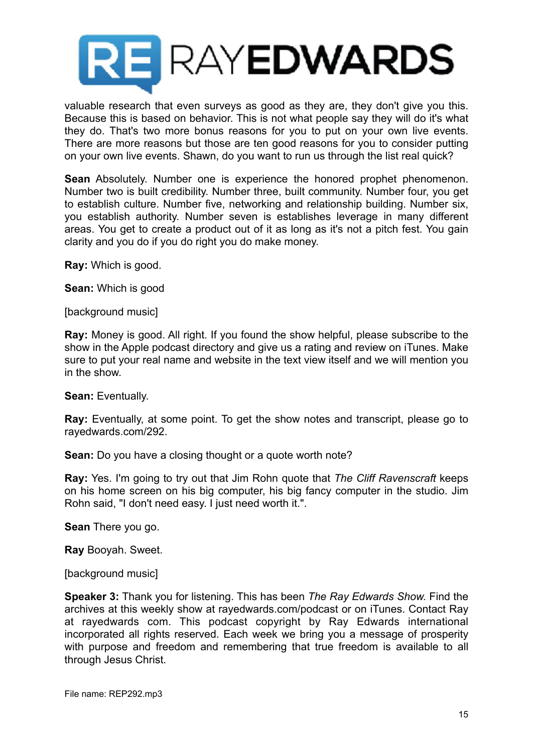valuable research that even surveys as good as they are, they don't give you this. Because this is based on behavior. This is not what people say they will do it's what they do. That's two more bonus reasons for you to put on your own live events. There are more reasons but those are ten good reasons for you to consider putting on your own live events. Shawn, do you want to run us through the list real quick?

**Sean** Absolutely. Number one is experience the honored prophet phenomenon. Number two is built credibility. Number three, built community. Number four, you get to establish culture. Number five, networking and relationship building. Number six, you establish authority. Number seven is establishes leverage in many different areas. You get to create a product out of it as long as it's not a pitch fest. You gain clarity and you do if you do right you do make money.

**Ray:** Which is good.

**Sean:** Which is good

[background music]

**Ray:** Money is good. All right. If you found the show helpful, please subscribe to the show in the Apple podcast directory and give us a rating and review on iTunes. Make sure to put your real name and website in the text view itself and we will mention you in the show.

**Sean:** Eventually.

**Ray:** Eventually, at some point. To get the show notes and transcript, please go to rayedwards.com/292.

**Sean:** Do you have a closing thought or a quote worth note?

**Ray:** Yes. I'm going to try out that Jim Rohn quote that *The Cliff Ravenscraft* keeps on his home screen on his big computer, his big fancy computer in the studio. Jim Rohn said, "I don't need easy. I just need worth it.".

**Sean** There you go.

**Ray** Booyah. Sweet.

[background music]

**Speaker 3:** Thank you for listening. This has been *The Ray Edwards Show.* Find the archives at this weekly show at rayedwards.com/podcast or on iTunes. Contact Ray at rayedwards com. This podcast copyright by Ray Edwards international incorporated all rights reserved. Each week we bring you a message of prosperity with purpose and freedom and remembering that true freedom is available to all through Jesus Christ.

File name: REP292.mp3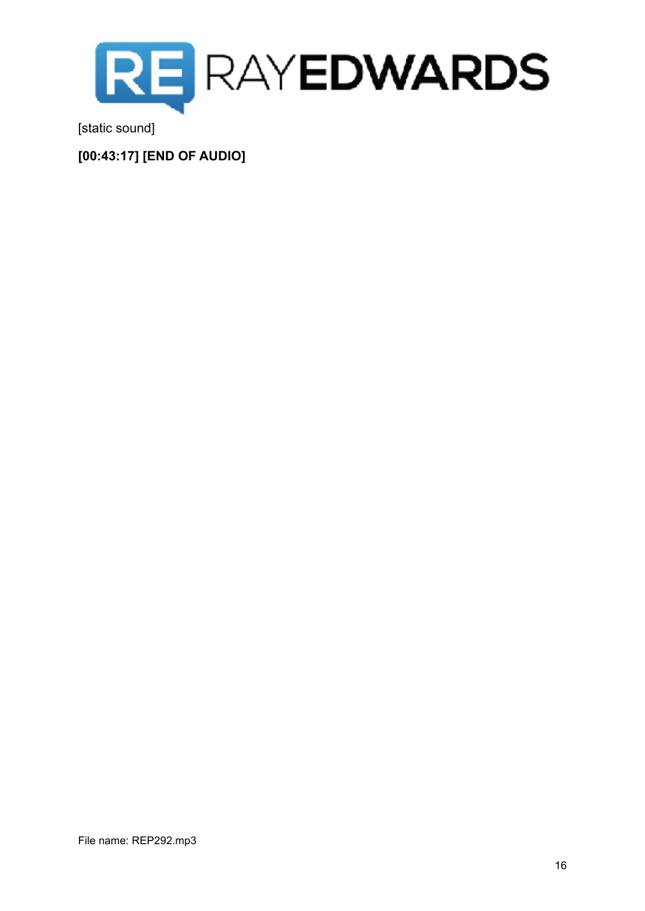[static sound]

**[00:43:17] [END OF AUDIO]**

File name: REP292.mp3